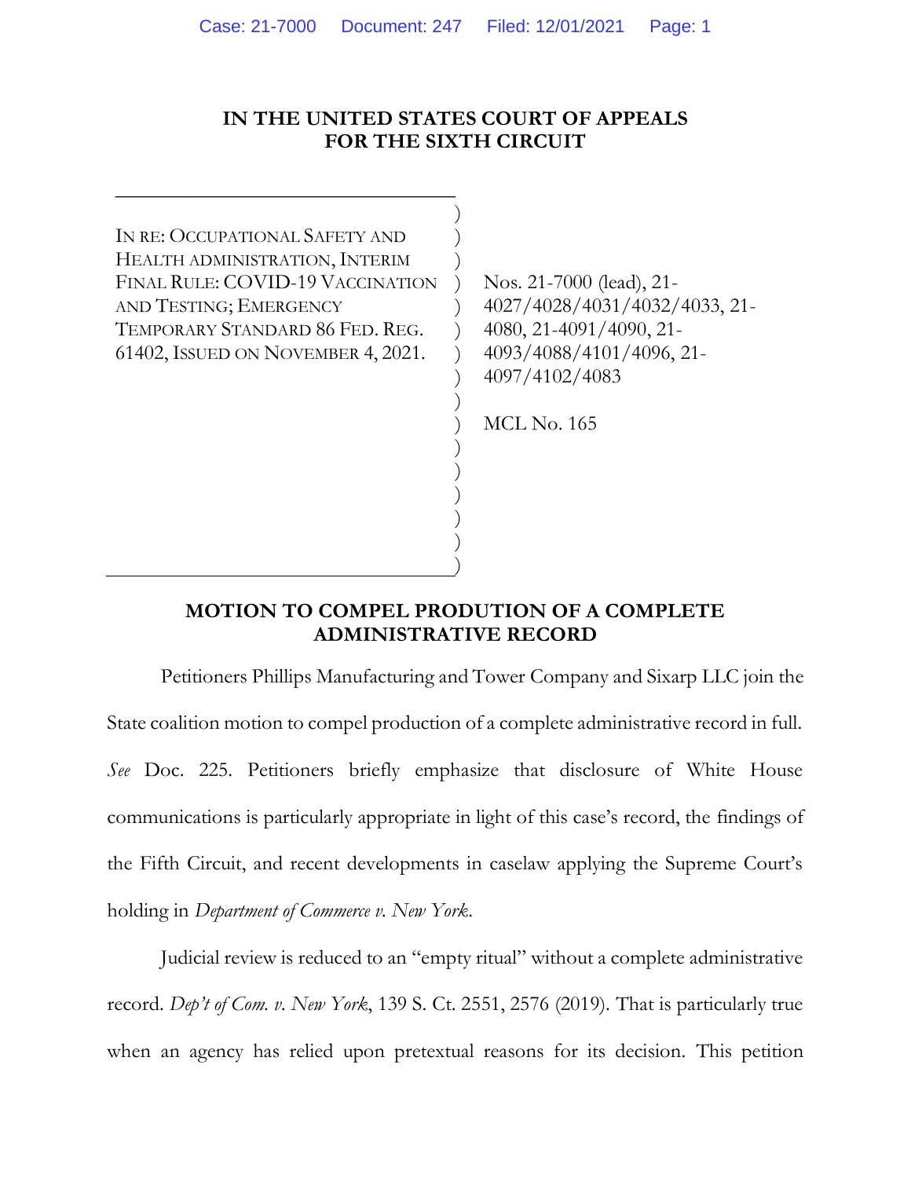**IN THE UNITED STATES COURT OF APPEALS FOR THE SIXTH CIRCUIT**

| | |
|---|---|
| IN RE: OCCUPATIONAL SAFETY AND HEALTH ADMINISTRATION, INTERIM FINAL RULE: COVID-19 VACCINATION AND TESTING; EMERGENCY TEMPORARY STANDARD 86 FED. REG. 61402, ISSUED ON NOVEMBER 4, 2021. | Nos. 21-7000 (lead), 21-4027/4028/4031/4032/4033, 21-4080, 21-4091/4090, 21-4093/4088/4101/4096, 21-4097/4102/4083<br><br>MCL No. 165 |

## MOTION TO COMPEL PRODUTION OF A COMPLETE ADMINISTRATIVE RECORD

Petitioners Phillips Manufacturing and Tower Company and Sixarp LLC join the State coalition motion to compel production of a complete administrative record in full. *See* Doc. 225. Petitioners briefly emphasize that disclosure of White House communications is particularly appropriate in light of this case's record, the findings of the Fifth Circuit, and recent developments in caselaw applying the Supreme Court's holding in *Department of Commerce v. New York*.

Judicial review is reduced to an "empty ritual" without a complete administrative record. *Dep't of Com. v. New York*, 139 S. Ct. 2551, 2576 (2019). That is particularly true when an agency has relied upon pretextual reasons for its decision. This petition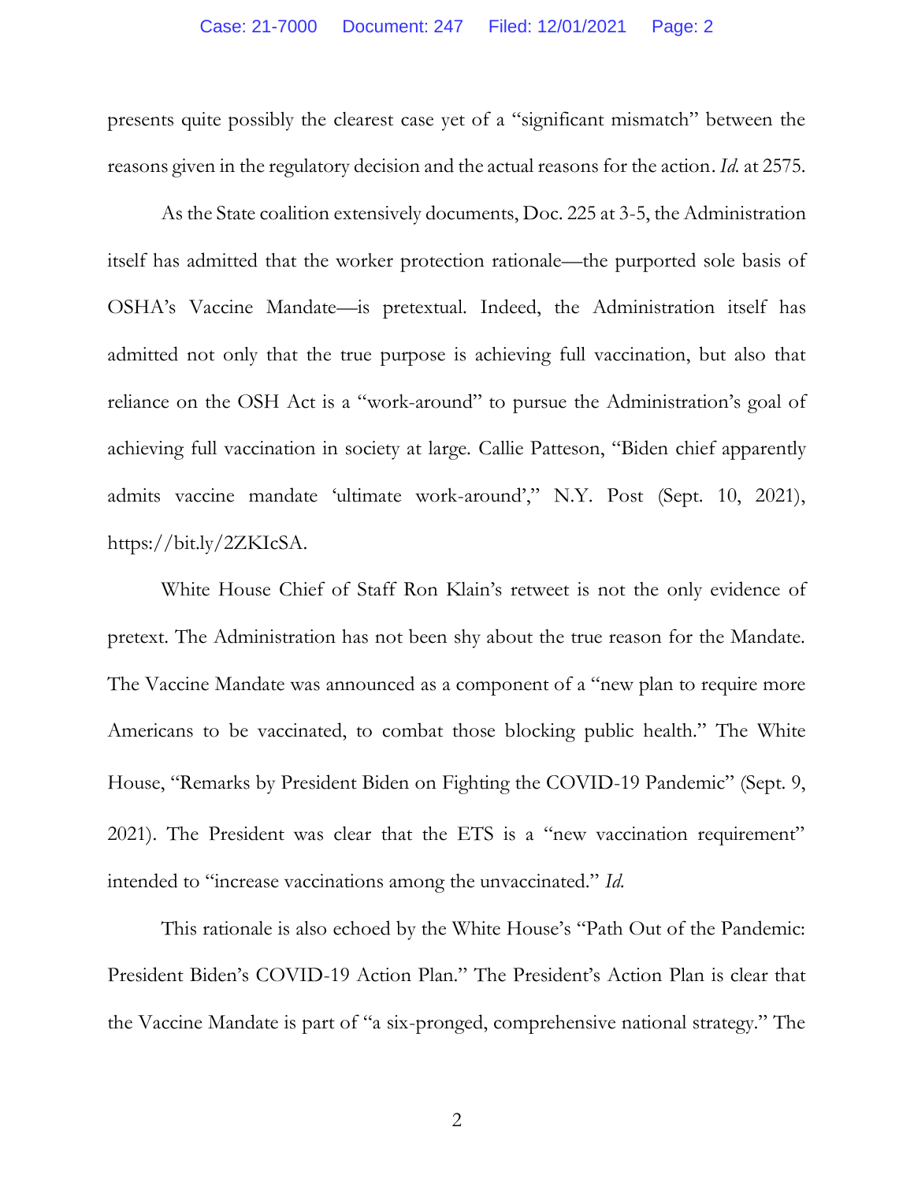presents quite possibly the clearest case yet of a "significant mismatch" between the reasons given in the regulatory decision and the actual reasons for the action. *Id.* at 2575.

As the State coalition extensively documents, Doc. 225 at 3-5, the Administration itself has admitted that the worker protection rationale—the purported sole basis of OSHA's Vaccine Mandate—is pretextual. Indeed, the Administration itself has admitted not only that the true purpose is achieving full vaccination, but also that reliance on the OSH Act is a "work-around" to pursue the Administration's goal of achieving full vaccination in society at large. Callie Patteson, "Biden chief apparently admits vaccine mandate 'ultimate work-around'," N.Y. Post (Sept. 10, 2021), https://bit.ly/2ZKIcSA.

White House Chief of Staff Ron Klain's retweet is not the only evidence of pretext. The Administration has not been shy about the true reason for the Mandate. The Vaccine Mandate was announced as a component of a "new plan to require more Americans to be vaccinated, to combat those blocking public health." The White House, "Remarks by President Biden on Fighting the COVID-19 Pandemic" (Sept. 9, 2021). The President was clear that the ETS is a "new vaccination requirement" intended to "increase vaccinations among the unvaccinated." *Id.*

This rationale is also echoed by the White House's "Path Out of the Pandemic: President Biden's COVID-19 Action Plan." The President's Action Plan is clear that the Vaccine Mandate is part of "a six-pronged, comprehensive national strategy." The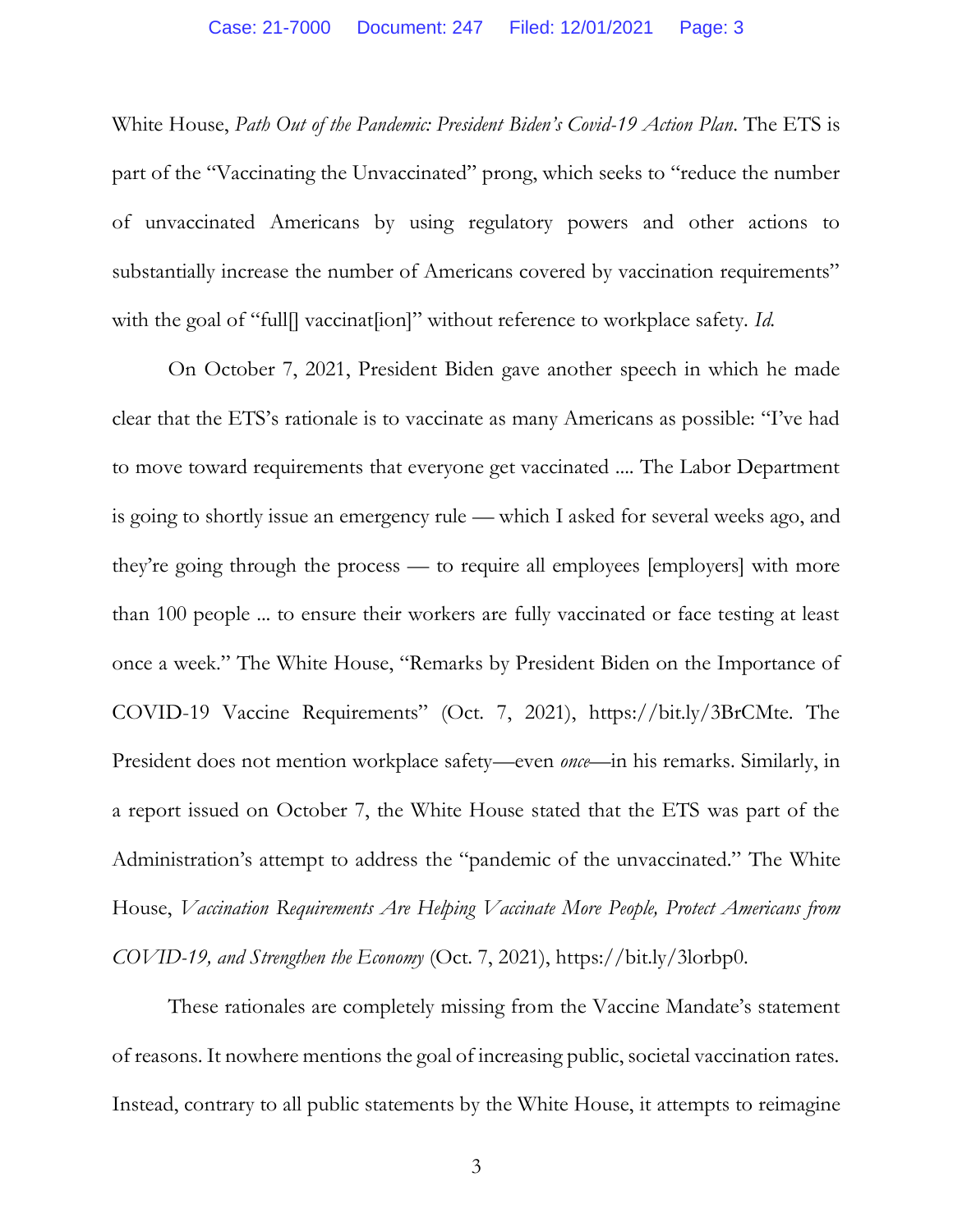White House, *Path Out of the Pandemic: President Biden's Covid-19 Action Plan*. The ETS is part of the "Vaccinating the Unvaccinated" prong, which seeks to "reduce the number of unvaccinated Americans by using regulatory powers and other actions to substantially increase the number of Americans covered by vaccination requirements" with the goal of "full[] vaccinat[ion]" without reference to workplace safety. *Id.*

On October 7, 2021, President Biden gave another speech in which he made clear that the ETS's rationale is to vaccinate as many Americans as possible: "I've had to move toward requirements that everyone get vaccinated .... The Labor Department is going to shortly issue an emergency rule — which I asked for several weeks ago, and they're going through the process — to require all employees [employers] with more than 100 people ... to ensure their workers are fully vaccinated or face testing at least once a week." The White House, "Remarks by President Biden on the Importance of COVID-19 Vaccine Requirements" (Oct. 7, 2021), https://bit.ly/3BrCMte. The President does not mention workplace safety—even *once*—in his remarks. Similarly, in a report issued on October 7, the White House stated that the ETS was part of the Administration's attempt to address the "pandemic of the unvaccinated." The White House, *Vaccination Requirements Are Helping Vaccinate More People, Protect Americans from COVID-19, and Strengthen the Economy* (Oct. 7, 2021), https://bit.ly/3lorbp0.

These rationales are completely missing from the Vaccine Mandate's statement of reasons. It nowhere mentions the goal of increasing public, societal vaccination rates. Instead, contrary to all public statements by the White House, it attempts to reimagine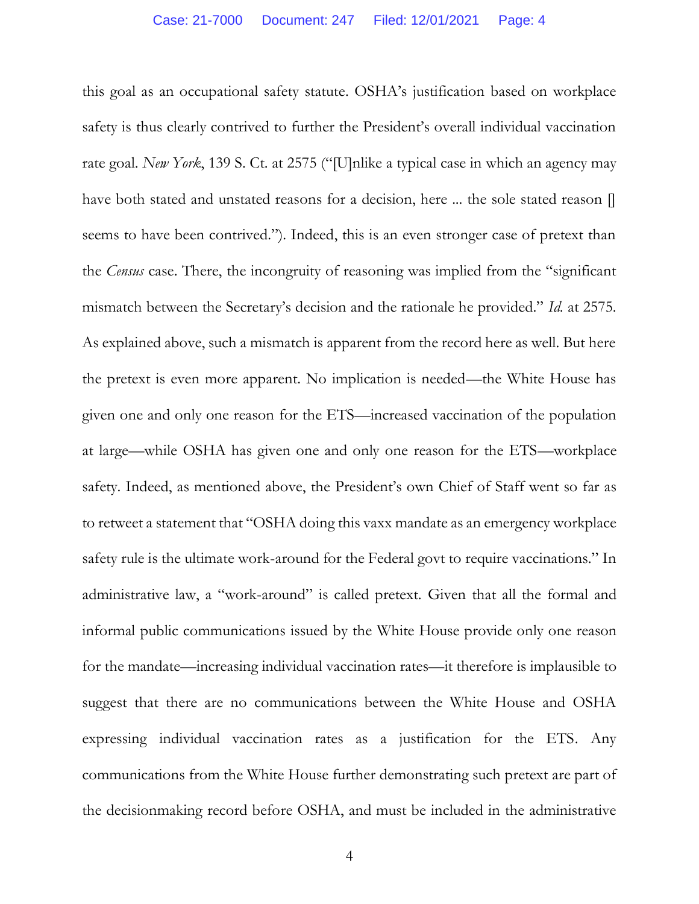this goal as an occupational safety statute. OSHA's justification based on workplace safety is thus clearly contrived to further the President's overall individual vaccination rate goal. *New York*, 139 S. Ct. at 2575 ("[U]nlike a typical case in which an agency may have both stated and unstated reasons for a decision, here ... the sole stated reason [] seems to have been contrived."). Indeed, this is an even stronger case of pretext than the *Census* case. There, the incongruity of reasoning was implied from the "significant mismatch between the Secretary's decision and the rationale he provided." *Id.* at 2575. As explained above, such a mismatch is apparent from the record here as well. But here the pretext is even more apparent. No implication is needed—the White House has given one and only one reason for the ETS—increased vaccination of the population at large—while OSHA has given one and only one reason for the ETS—workplace safety. Indeed, as mentioned above, the President's own Chief of Staff went so far as to retweet a statement that "OSHA doing this vaxx mandate as an emergency workplace safety rule is the ultimate work-around for the Federal govt to require vaccinations." In administrative law, a "work-around" is called pretext. Given that all the formal and informal public communications issued by the White House provide only one reason for the mandate—increasing individual vaccination rates—it therefore is implausible to suggest that there are no communications between the White House and OSHA expressing individual vaccination rates as a justification for the ETS. Any communications from the White House further demonstrating such pretext are part of the decisionmaking record before OSHA, and must be included in the administrative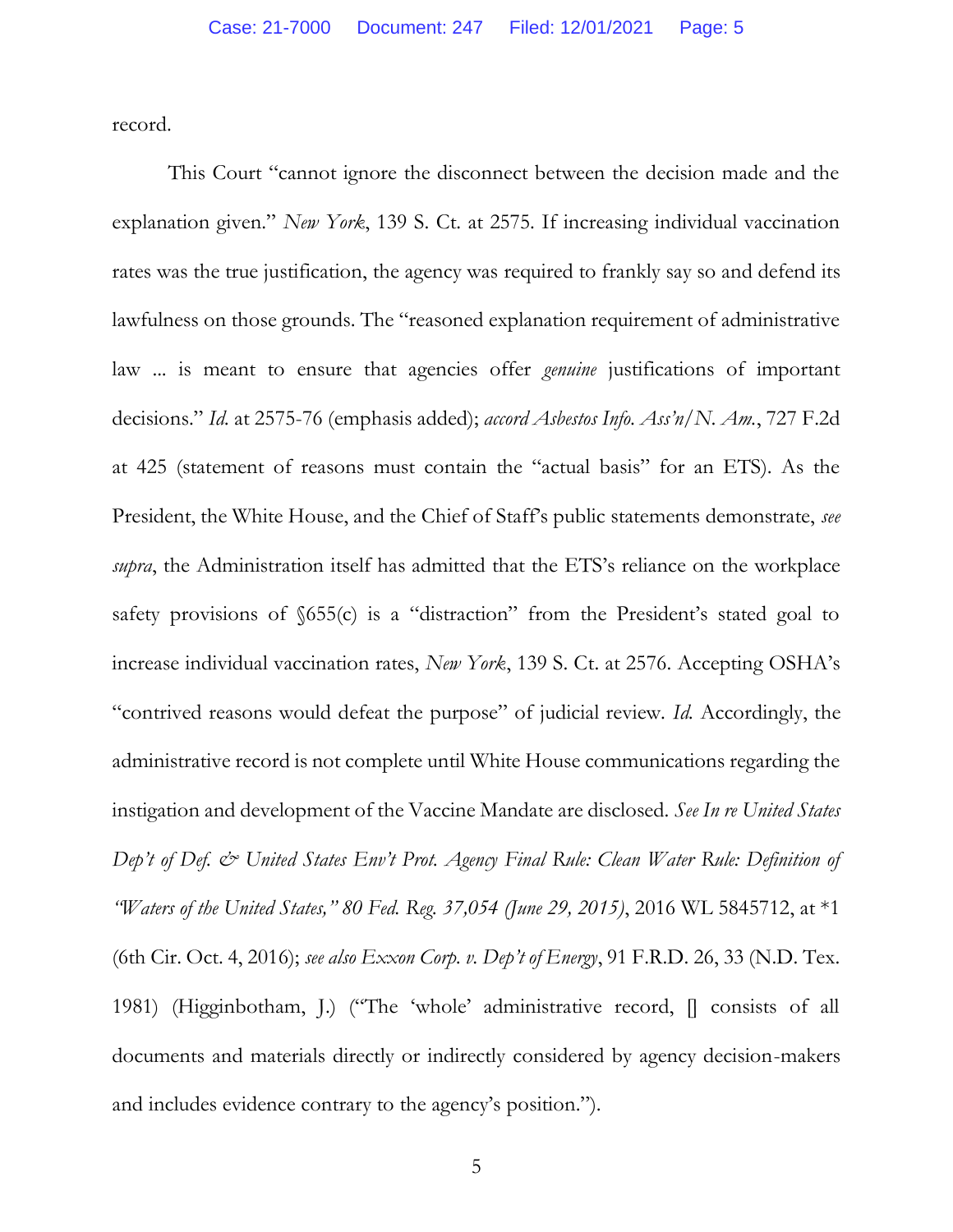record.

This Court "cannot ignore the disconnect between the decision made and the explanation given." *New York*, 139 S. Ct. at 2575. If increasing individual vaccination rates was the true justification, the agency was required to frankly say so and defend its lawfulness on those grounds. The "reasoned explanation requirement of administrative law ... is meant to ensure that agencies offer *genuine* justifications of important decisions." *Id.* at 2575-76 (emphasis added); *accord Asbestos Info. Ass'n/N. Am.*, 727 F.2d at 425 (statement of reasons must contain the "actual basis" for an ETS). As the President, the White House, and the Chief of Staff's public statements demonstrate, *see supra*, the Administration itself has admitted that the ETS's reliance on the workplace safety provisions of §655(c) is a "distraction" from the President's stated goal to increase individual vaccination rates, *New York*, 139 S. Ct. at 2576. Accepting OSHA's "contrived reasons would defeat the purpose" of judicial review. *Id.* Accordingly, the administrative record is not complete until White House communications regarding the instigation and development of the Vaccine Mandate are disclosed. *See In re United States Dep't of Def. & United States Env't Prot. Agency Final Rule: Clean Water Rule: Definition of "Waters of the United States," 80 Fed. Reg. 37,054 (June 29, 2015)*, 2016 WL 5845712, at *1 (6th Cir. Oct. 4, 2016); *see also Exxon Corp. v. Dep't of Energy*, 91 F.R.D. 26, 33 (N.D. Tex. 1981) (Higginbotham, J.) ("The 'whole' administrative record, [] consists of all documents and materials directly or indirectly considered by agency decision-makers and includes evidence contrary to the agency's position.").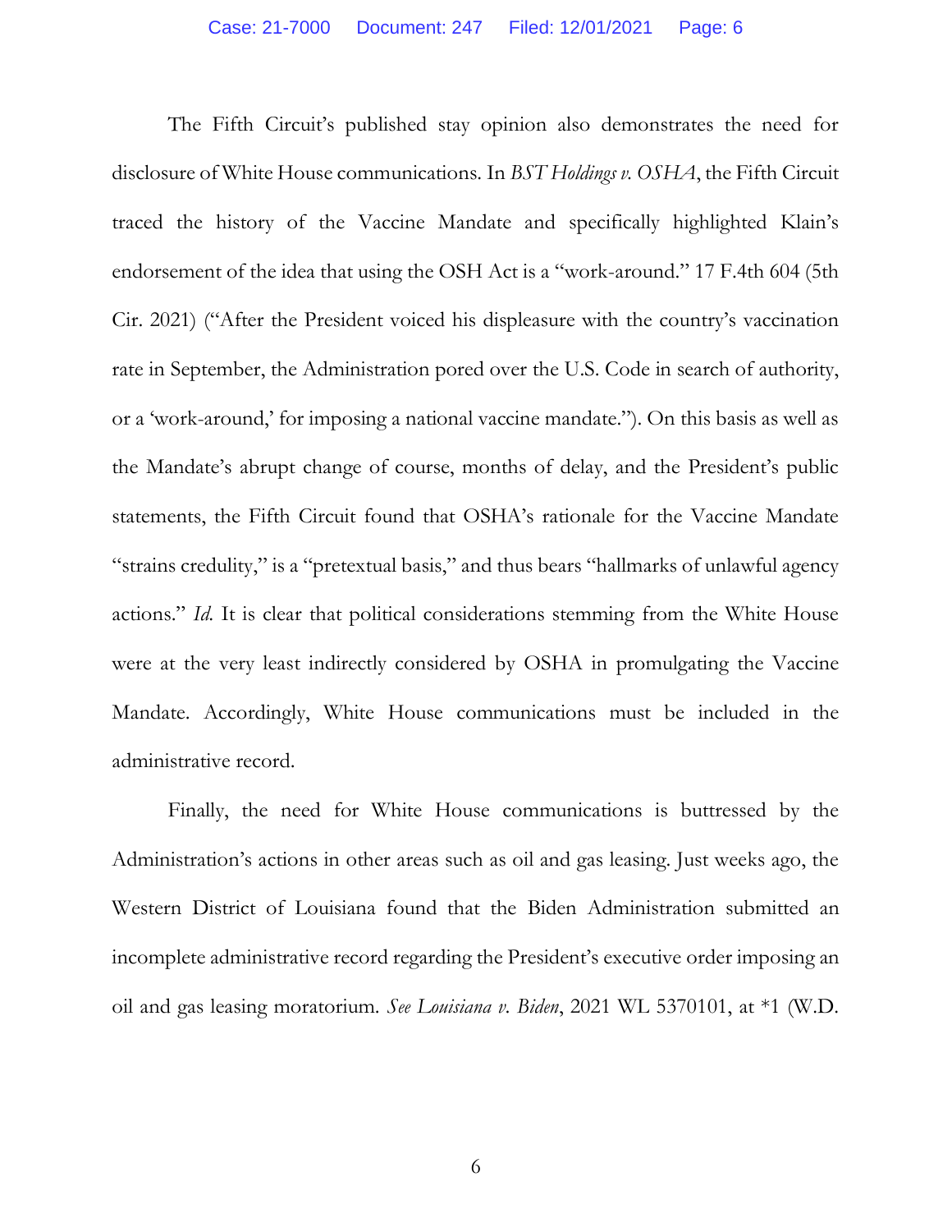The Fifth Circuit's published stay opinion also demonstrates the need for disclosure of White House communications. In *BST Holdings v. OSHA*, the Fifth Circuit traced the history of the Vaccine Mandate and specifically highlighted Klain's endorsement of the idea that using the OSH Act is a "work-around." 17 F.4th 604 (5th Cir. 2021) ("After the President voiced his displeasure with the country's vaccination rate in September, the Administration pored over the U.S. Code in search of authority, or a 'work-around,' for imposing a national vaccine mandate."). On this basis as well as the Mandate's abrupt change of course, months of delay, and the President's public statements, the Fifth Circuit found that OSHA's rationale for the Vaccine Mandate "strains credulity," is a "pretextual basis," and thus bears "hallmarks of unlawful agency actions." *Id.* It is clear that political considerations stemming from the White House were at the very least indirectly considered by OSHA in promulgating the Vaccine Mandate. Accordingly, White House communications must be included in the administrative record.

Finally, the need for White House communications is buttressed by the Administration's actions in other areas such as oil and gas leasing. Just weeks ago, the Western District of Louisiana found that the Biden Administration submitted an incomplete administrative record regarding the President's executive order imposing an oil and gas leasing moratorium. *See Louisiana v. Biden*, 2021 WL 5370101, at *1 (W.D.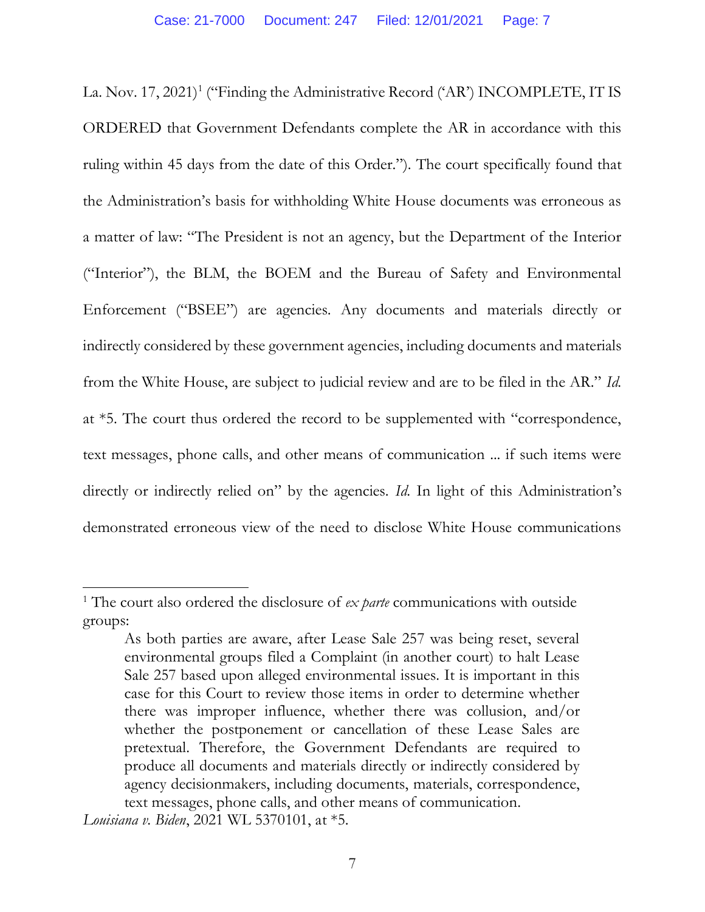La. Nov. 17, 2021)[1] ("Finding the Administrative Record ('AR') INCOMPLETE, IT IS ORDERED that Government Defendants complete the AR in accordance with this ruling within 45 days from the date of this Order."). The court specifically found that the Administration's basis for withholding White House documents was erroneous as a matter of law: "The President is not an agency, but the Department of the Interior ("Interior"), the BLM, the BOEM and the Bureau of Safety and Environmental Enforcement ("BSEE") are agencies. Any documents and materials directly or indirectly considered by these government agencies, including documents and materials from the White House, are subject to judicial review and are to be filed in the AR." *Id.* at *5. The court thus ordered the record to be supplemented with "correspondence, text messages, phone calls, and other means of communication ... if such items were directly or indirectly relied on" by the agencies. *Id.* In light of this Administration's demonstrated erroneous view of the need to disclose White House communications

---

[1] The court also ordered the disclosure of *ex parte* communications with outside groups:

> As both parties are aware, after Lease Sale 257 was being reset, several environmental groups filed a Complaint (in another court) to halt Lease Sale 257 based upon alleged environmental issues. It is important in this case for this Court to review those items in order to determine whether there was improper influence, whether there was collusion, and/or whether the postponement or cancellation of these Lease Sales are pretextual. Therefore, the Government Defendants are required to produce all documents and materials directly or indirectly considered by agency decisionmakers, including documents, materials, correspondence, text messages, phone calls, and other means of communication.

*Louisiana v. Biden*, 2021 WL 5370101, at *5.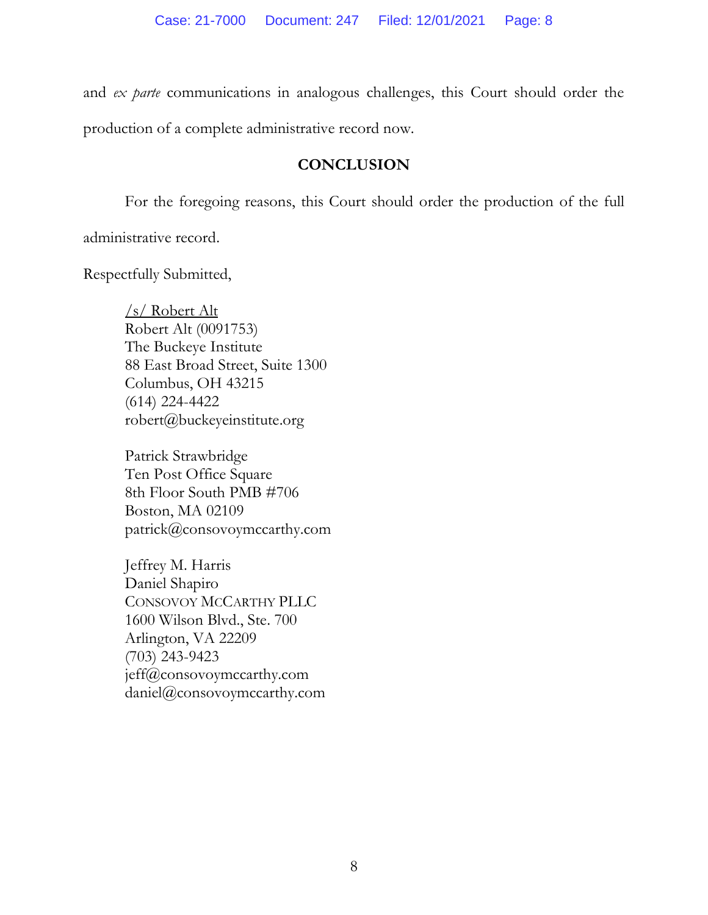and *ex parte* communications in analogous challenges, this Court should order the production of a complete administrative record now.

## CONCLUSION

For the foregoing reasons, this Court should order the production of the full administrative record.

Respectfully Submitted,

/s/ Robert Alt
Robert Alt (0091753)
The Buckeye Institute
88 East Broad Street, Suite 1300
Columbus, OH 43215
(614) 224-4422
robert@buckeyeinstitute.org

Patrick Strawbridge
Ten Post Office Square
8th Floor South PMB #706
Boston, MA 02109
patrick@consovoymccarthy.com

Jeffrey M. Harris
Daniel Shapiro
CONSOVOY MCCARTHY PLLC
1600 Wilson Blvd., Ste. 700
Arlington, VA 22209
(703) 243-9423
jeff@consovoymccarthy.com
daniel@consovoymccarthy.com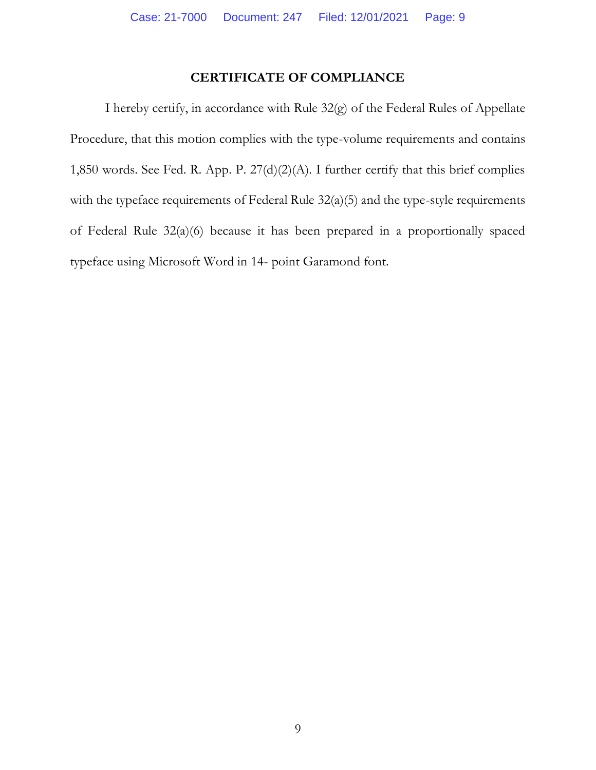## CERTIFICATE OF COMPLIANCE

I hereby certify, in accordance with Rule 32(g) of the Federal Rules of Appellate Procedure, that this motion complies with the type-volume requirements and contains 1,850 words. See Fed. R. App. P. 27(d)(2)(A). I further certify that this brief complies with the typeface requirements of Federal Rule 32(a)(5) and the type-style requirements of Federal Rule 32(a)(6) because it has been prepared in a proportionally spaced typeface using Microsoft Word in 14- point Garamond font.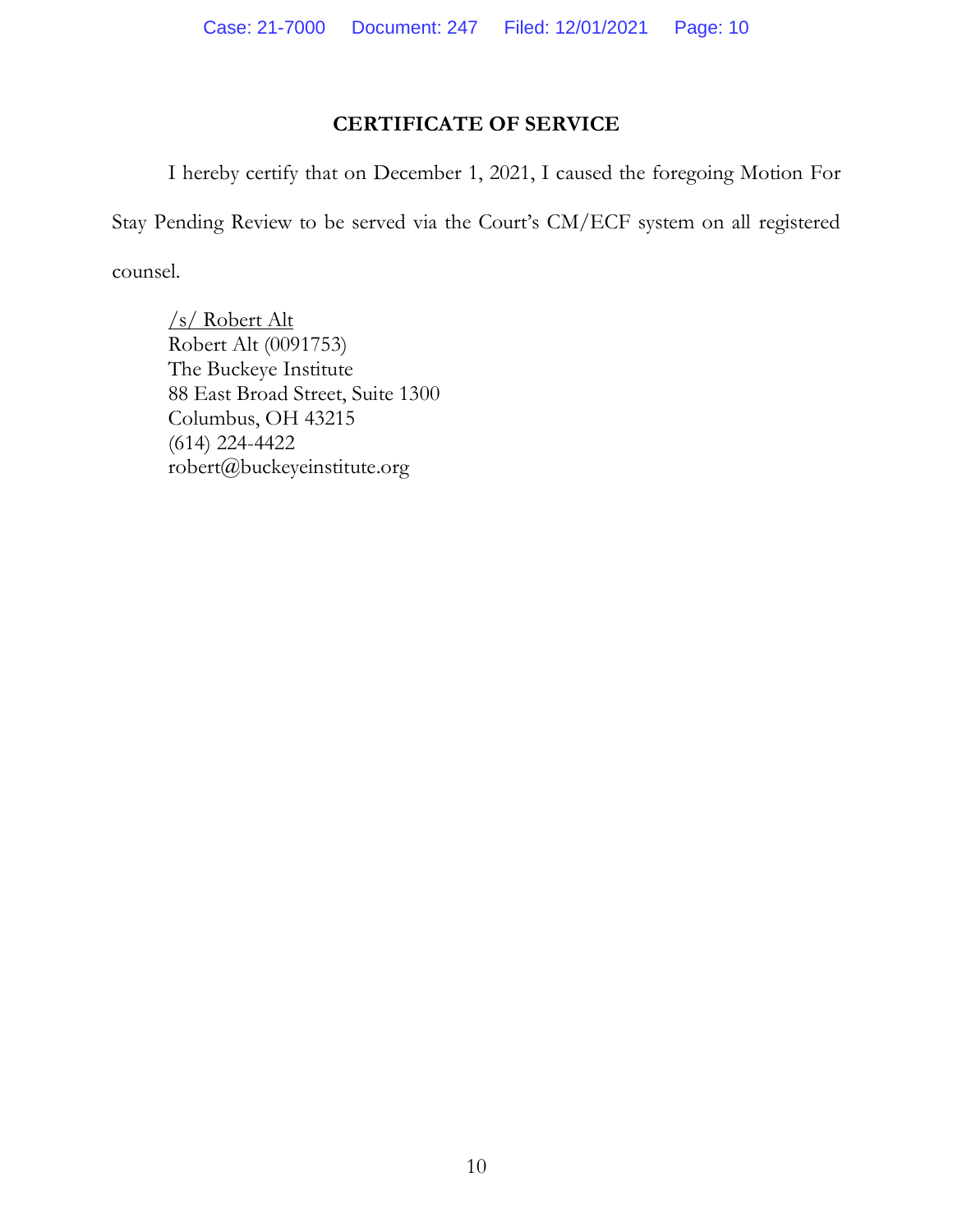## CERTIFICATE OF SERVICE

I hereby certify that on December 1, 2021, I caused the foregoing Motion For Stay Pending Review to be served via the Court's CM/ECF system on all registered counsel.

/s/ Robert Alt
Robert Alt (0091753)
The Buckeye Institute
88 East Broad Street, Suite 1300
Columbus, OH 43215
(614) 224-4422
robert@buckeyeinstitute.org